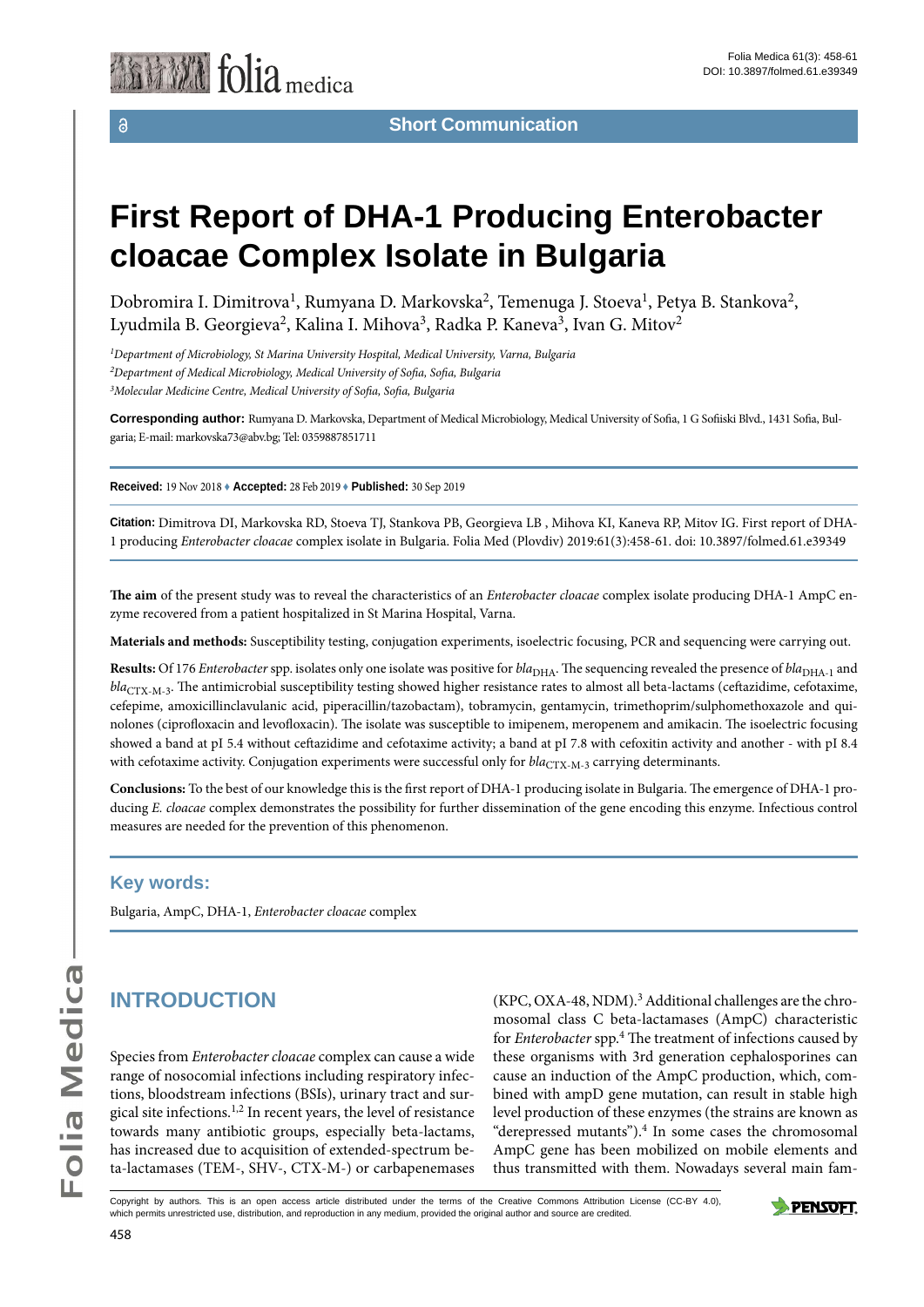Short Communication

# First Report of DHA-1 Producing Enterobacter cloacae Complex Isolate in Bulgaria

Dobromira I. Dimitrova[1], Rumyana D. Markovska[2], Temenuga J. Stoeva[1], Petya B. Stankova[2], Lyudmila B. Georgieva[2], Kalina I. Mihova[3], Radka P. Kaneva[3], Ivan G. Mitov[2]

*[1]Department of Microbiology, St Marina University Hospital, Medical University, Varna, Bulgaria*
*[2]Department of Medical Microbiology, Medical University of Sofia, Sofia, Bulgaria*
*[3]Molecular Medicine Centre, Medical University of Sofia, Sofia, Bulgaria*

**Corresponding author:** Rumyana D. Markovska, Department of Medical Microbiology, Medical University of Sofia, 1 G Sofiiski Blvd., 1431 Sofia, Bulgaria; E-mail: markovska73@abv.bg; Tel: 0359887851711

**Received:** 19 Nov 2018 ♦ **Accepted:** 28 Feb 2019 ♦ **Published:** 30 Sep 2019

**Citation:** Dimitrova DI, Markovska RD, Stoeva TJ, Stankova PB, Georgieva LB , Mihova KI, Kaneva RP, Mitov IG. First report of DHA-1 producing *Enterobacter cloacae* complex isolate in Bulgaria. Folia Med (Plovdiv) 2019:61(3):458-61. doi: 10.3897/folmed.61.e39349

**The aim** of the present study was to reveal the characteristics of an *Enterobacter cloacae* complex isolate producing DHA-1 AmpC enzyme recovered from a patient hospitalized in St Marina Hospital, Varna.

**Materials and methods:** Susceptibility testing, conjugation experiments, isoelectric focusing, PCR and sequencing were carrying out.

**Results:** Of 176 *Enterobacter* spp. isolates only one isolate was positive for $bla_{DHA}$. The sequencing revealed the presence of $bla_{DHA-1}$ and $bla_{CTX-M-3}$. The antimicrobial susceptibility testing showed higher resistance rates to almost all beta-lactams (ceftazidime, cefotaxime, cefepime, amoxicillinclavulanic acid, piperacillin/tazobactam), tobramycin, gentamycin, trimethoprim/sulphomethoxazole and quinolones (ciprofloxacin and levofloxacin). The isolate was susceptible to imipenem, meropenem and amikacin. The isoelectric focusing showed a band at pI 5.4 without ceftazidime and cefotaxime activity; a band at pI 7.8 with cefoxitin activity and another - with pI 8.4 with cefotaxime activity. Conjugation experiments were successful only for $bla_{CTX-M-3}$ carrying determinants.

**Conclusions:** To the best of our knowledge this is the first report of DHA-1 producing isolate in Bulgaria. The emergence of DHA-1 producing *E. cloacae* complex demonstrates the possibility for further dissemination of the gene encoding this enzyme. Infectious control measures are needed for the prevention of this phenomenon.

## Key words:

Bulgaria, AmpC, DHA-1, *Enterobacter cloacae* complex

## INTRODUCTION

Species from *Enterobacter cloacae* complex can cause a wide range of nosocomial infections including respiratory infections, bloodstream infections (BSIs), urinary tract and surgical site infections.[1,2] In recent years, the level of resistance towards many antibiotic groups, especially beta-lactams, has increased due to acquisition of extended-spectrum beta-lactamases (TEM-, SHV-, CTX-M-) or carbapenemases (KPC, OXA-48, NDM).[3] Additional challenges are the chromosomal class C beta-lactamases (AmpC) characteristic for *Enterobacter* spp.[4] The treatment of infections caused by these organisms with 3rd generation cephalosporines can cause an induction of the AmpC production, which, combined with ampD gene mutation, can result in stable high level production of these enzymes (the strains are known as "derepressed mutants").[4] In some cases the chromosomal AmpC gene has been mobilized on mobile elements and thus transmitted with them. Nowadays several main fam-

Copyright by authors. This is an open access article distributed under the terms of the Creative Commons Attribution License (CC-BY 4.0), which permits unrestricted use, distribution, and reproduction in any medium, provided the original author and source are credited.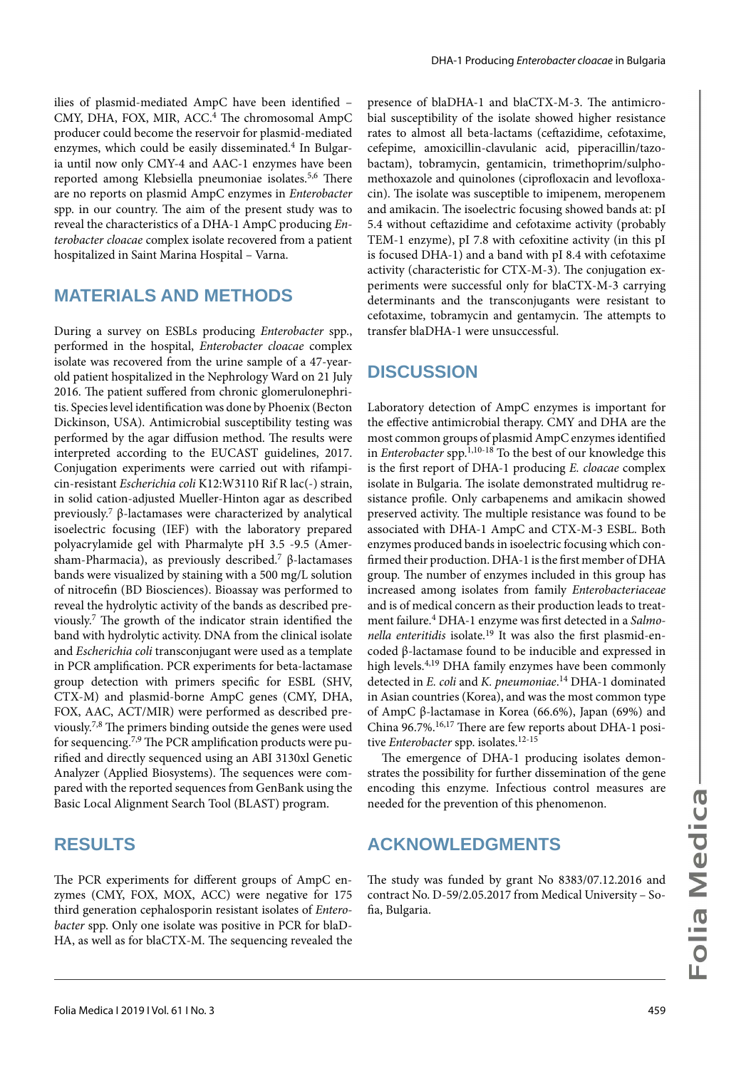ilies of plasmid-mediated AmpC have been identified – CMY, DHA, FOX, MIR, ACC.[4] The chromosomal AmpC producer could become the reservoir for plasmid-mediated enzymes, which could be easily disseminated.[4] In Bulgaria until now only CMY-4 and AAC-1 enzymes have been reported among Klebsiella pneumoniae isolates.[5,6] There are no reports on plasmid AmpC enzymes in *Enterobacter* spp. in our country. The aim of the present study was to reveal the characteristics of a DHA-1 AmpC producing *Enterobacter cloacae* complex isolate recovered from a patient hospitalized in Saint Marina Hospital – Varna.

## MATERIALS AND METHODS

During a survey on ESBLs producing *Enterobacter* spp., performed in the hospital, *Enterobacter cloacae* complex isolate was recovered from the urine sample of a 47-year-old patient hospitalized in the Nephrology Ward on 21 July 2016. The patient suffered from chronic glomerulonephritis. Species level identification was done by Phoenix (Becton Dickinson, USA). Antimicrobial susceptibility testing was performed by the agar diffusion method. The results were interpreted according to the EUCAST guidelines, 2017. Conjugation experiments were carried out with rifampicin-resistant *Escherichia coli* K12:W3110 Rif R lac(-) strain, in solid cation-adjusted Mueller-Hinton agar as described previously.[7] β-lactamases were characterized by analytical isoelectric focusing (IEF) with the laboratory prepared polyacrylamide gel with Pharmalyte pH 3.5 -9.5 (Amersham-Pharmacia), as previously described.[7] β-lactamases bands were visualized by staining with a 500 mg/L solution of nitrocefin (BD Biosciences). Bioassay was performed to reveal the hydrolytic activity of the bands as described previously.[7] The growth of the indicator strain identified the band with hydrolytic activity. DNA from the clinical isolate and *Escherichia coli* transconjugant were used as a template in PCR amplification. PCR experiments for beta-lactamase group detection with primers specific for ESBL (SHV, CTX-M) and plasmid-borne AmpC genes (CMY, DHA, FOX, AAC, ACT/MIR) were performed as described previously.[7,8] The primers binding outside the genes were used for sequencing.[7,9] The PCR amplification products were purified and directly sequenced using an ABI 3130xl Genetic Analyzer (Applied Biosystems). The sequences were compared with the reported sequences from GenBank using the Basic Local Alignment Search Tool (BLAST) program.

## RESULTS

The PCR experiments for different groups of AmpC enzymes (CMY, FOX, MOX, ACC) were negative for 175 third generation cephalosporin resistant isolates of *Enterobacter* spp. Only one isolate was positive in PCR for blaDHA, as well as for blaCTX-M. The sequencing revealed the presence of blaDHA-1 and blaCTX-M-3. The antimicrobial susceptibility of the isolate showed higher resistance rates to almost all beta-lactams (ceftazidime, cefotaxime, cefepime, amoxicillin-clavulanic acid, piperacillin/tazobactam), tobramycin, gentamicin, trimethoprim/sulphomethoxazole and quinolones (ciprofloxacin and levofloxacin). The isolate was susceptible to imipenem, meropenem and amikacin. The isoelectric focusing showed bands at: pI 5.4 without ceftazidime and cefotaxime activity (probably TEM-1 enzyme), pI 7.8 with cefoxitine activity (in this pI is focused DHA-1) and a band with pI 8.4 with cefotaxime activity (characteristic for CTX-M-3). The conjugation experiments were successful only for blaCTX-M-3 carrying determinants and the transconjugants were resistant to cefotaxime, tobramycin and gentamycin. The attempts to transfer blaDHA-1 were unsuccessful.

## DISCUSSION

Laboratory detection of AmpC enzymes is important for the effective antimicrobial therapy. CMY and DHA are the most common groups of plasmid AmpC enzymes identified in *Enterobacter* spp.[1,10-18] To the best of our knowledge this is the first report of DHA-1 producing *E. cloacae* complex isolate in Bulgaria. The isolate demonstrated multidrug resistance profile. Only carbapenems and amikacin showed preserved activity. The multiple resistance was found to be associated with DHA-1 AmpC and CTX-M-3 ESBL. Both enzymes produced bands in isoelectric focusing which confirmed their production. DHA-1 is the first member of DHA group. The number of enzymes included in this group has increased among isolates from family *Enterobacteriaceae* and is of medical concern as their production leads to treatment failure.[4] DHA-1 enzyme was first detected in a *Salmonella enteritidis* isolate.[19] It was also the first plasmid-encoded β-lactamase found to be inducible and expressed in high levels.[4,19] DHA family enzymes have been commonly detected in *E. coli* and *K. pneumoniae*.[14] DHA-1 dominated in Asian countries (Korea), and was the most common type of AmpC β-lactamase in Korea (66.6%), Japan (69%) and China 96.7%.[16,17] There are few reports about DHA-1 positive *Enterobacter* spp. isolates.[12-15]

The emergence of DHA-1 producing isolates demonstrates the possibility for further dissemination of the gene encoding this enzyme. Infectious control measures are needed for the prevention of this phenomenon.

## ACKNOWLEDGMENTS

The study was funded by grant No 8383/07.12.2016 and contract No. D-59/2.05.2017 from Medical University – Sofia, Bulgaria.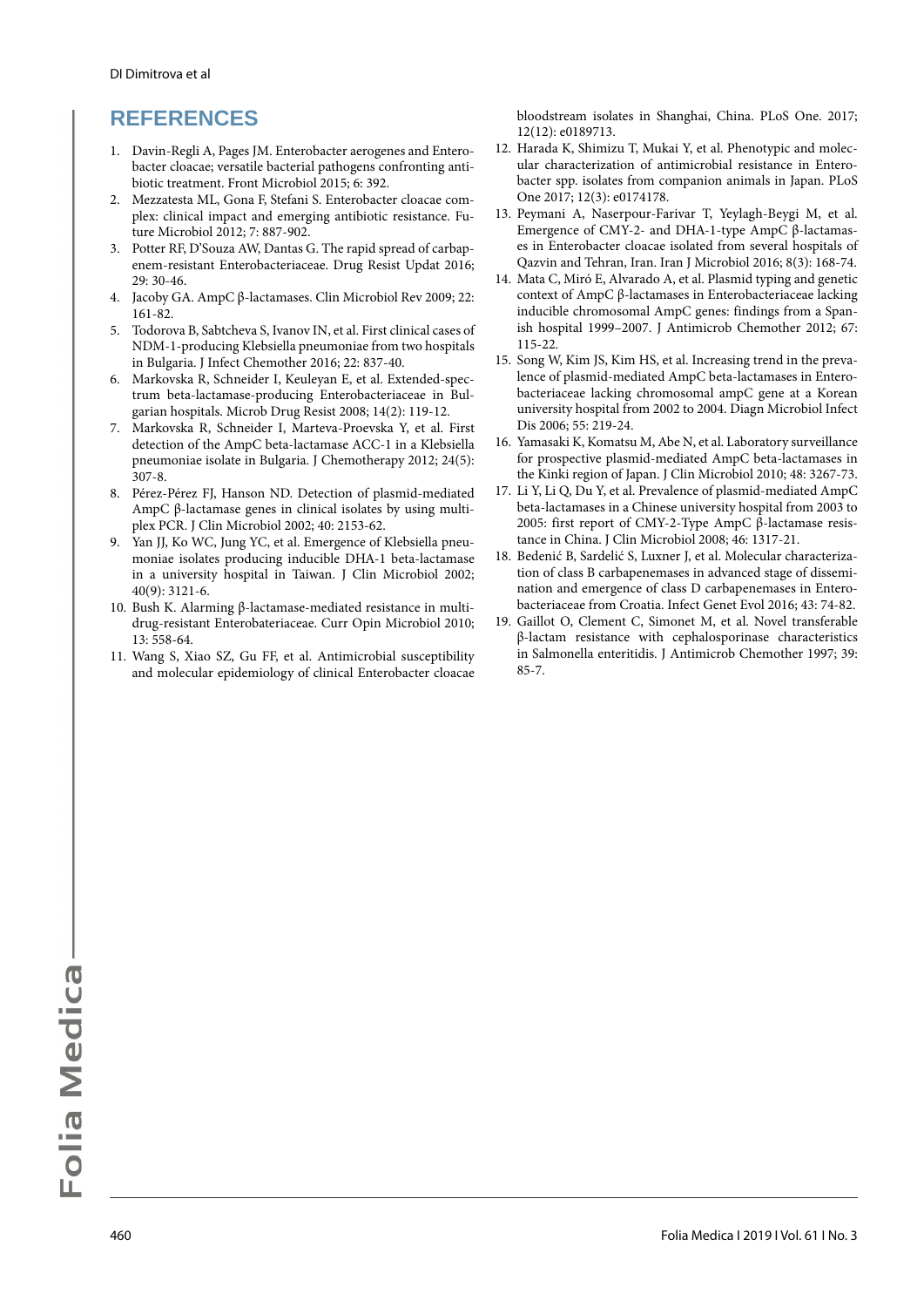## REFERENCES

1. Davin-Regli A, Pages JM. Enterobacter aerogenes and Enterobacter cloacae; versatile bacterial pathogens confronting antibiotic treatment. Front Microbiol 2015; 6: 392.
2. Mezzatesta ML, Gona F, Stefani S. Enterobacter cloacae complex: clinical impact and emerging antibiotic resistance. Future Microbiol 2012; 7: 887-902.
3. Potter RF, D'Souza AW, Dantas G. The rapid spread of carbapenem-resistant Enterobacteriaceae. Drug Resist Updat 2016; 29: 30-46.
4. Jacoby GA. AmpC β-lactamases. Clin Microbiol Rev 2009; 22: 161-82.
5. Todorova B, Sabtcheva S, Ivanov IN, et al. First clinical cases of NDM-1-producing Klebsiella pneumoniae from two hospitals in Bulgaria. J Infect Chemother 2016; 22: 837-40.
6. Markovska R, Schneider I, Keuleyan E, et al. Extended-spectrum beta-lactamase-producing Enterobacteriaceae in Bulgarian hospitals. Microb Drug Resist 2008; 14(2): 119-12.
7. Markovska R, Schneider I, Marteva-Proevska Y, et al. First detection of the AmpC beta-lactamase ACC-1 in a Klebsiella pneumoniae isolate in Bulgaria. J Chemotherapy 2012; 24(5): 307-8.
8. Pérez-Pérez FJ, Hanson ND. Detection of plasmid-mediated AmpC β-lactamase genes in clinical isolates by using multiplex PCR. J Clin Microbiol 2002; 40: 2153-62.
9. Yan JJ, Ko WC, Jung YC, et al. Emergence of Klebsiella pneumoniae isolates producing inducible DHA-1 beta-lactamase in a university hospital in Taiwan. J Clin Microbiol 2002; 40(9): 3121-6.
10. Bush K. Alarming β-lactamase-mediated resistance in multidrug-resistant Enterobacteriaceae. Curr Opin Microbiol 2010; 13: 558-64.
11. Wang S, Xiao SZ, Gu FF, et al. Antimicrobial susceptibility and molecular epidemiology of clinical Enterobacter cloacae bloodstream isolates in Shanghai, China. PLoS One. 2017; 12(12): e0189713.
12. Harada K, Shimizu T, Mukai Y, et al. Phenotypic and molecular characterization of antimicrobial resistance in Enterobacter spp. isolates from companion animals in Japan. PLoS One 2017; 12(3): e0174178.
13. Peymani A, Naserpour-Farivar T, Yeylagh-Beygi M, et al. Emergence of CMY-2- and DHA-1-type AmpC β-lactamases in Enterobacter cloacae isolated from several hospitals of Qazvin and Tehran, Iran. Iran J Microbiol 2016; 8(3): 168-74.
14. Mata C, Miró E, Alvarado A, et al. Plasmid typing and genetic context of AmpC β-lactamases in Enterobacteriaceae lacking inducible chromosomal AmpC genes: findings from a Spanish hospital 1999–2007. J Antimicrob Chemother 2012; 67: 115-22.
15. Song W, Kim JS, Kim HS, et al. Increasing trend in the prevalence of plasmid-mediated AmpC beta-lactamases in Enterobacteriaceae lacking chromosomal ampC gene at a Korean university hospital from 2002 to 2004. Diagn Microbiol Infect Dis 2006; 55: 219-24.
16. Yamasaki K, Komatsu M, Abe N, et al. Laboratory surveillance for prospective plasmid-mediated AmpC beta-lactamases in the Kinki region of Japan. J Clin Microbiol 2010; 48: 3267-73.
17. Li Y, Li Q, Du Y, et al. Prevalence of plasmid-mediated AmpC beta-lactamases in a Chinese university hospital from 2003 to 2005: first report of CMY-2-Type AmpC β-lactamase resistance in China. J Clin Microbiol 2008; 46: 1317-21.
18. Bedenić B, Sardelić S, Luxner J, et al. Molecular characterization of class B carbapenemases in advanced stage of dissemination and emergence of class D carbapenemases in Enterobacteriaceae from Croatia. Infect Genet Evol 2016; 43: 74-82.
19. Gaillot O, Clement C, Simonet M, et al. Novel transferable β-lactam resistance with cephalosporinase characteristics in Salmonella enteritidis. J Antimicrob Chemother 1997; 39: 85-7.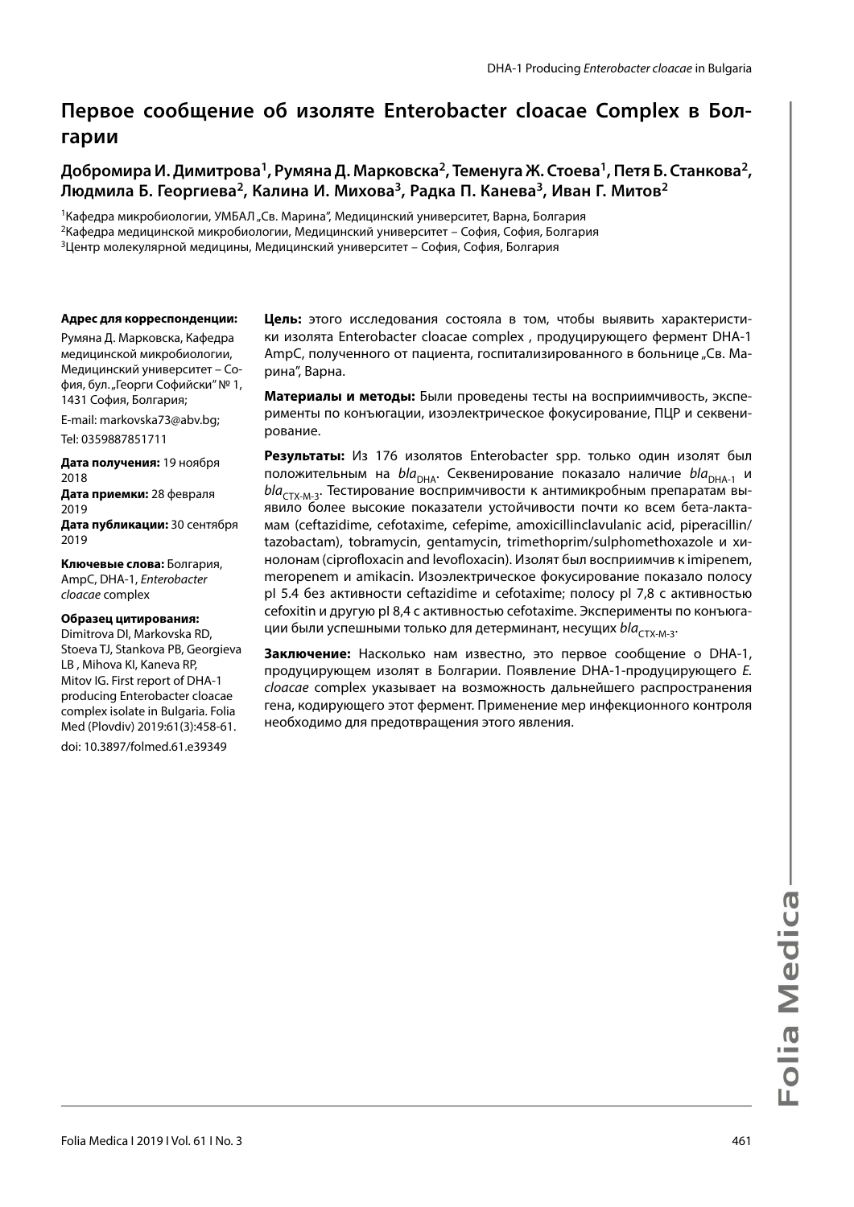# Первое сообщение об изоляте Enterobacter cloacae Complex в Болгарии

**Добромира И. Димитрова[1], Румяна Д. Марковска[2], Теменуга Ж. Стоева[1], Петя Б. Станкова[2], Людмила Б. Георгиева[2], Калина И. Михова[3], Радка П. Канева[3], Иван Г. Митов[2]**

[1]Кафедра микробиологии, УМБАЛ „Св. Марина", Медицинский университет, Варна, Болгария
[2]Кафедра медицинской микробиологии, Медицинский университет – София, София, Болгария
[3]Центр молекулярной медицины, Медицинский университет – София, София, Болгария

**Адрес для корреспонденции:**
Румяна Д. Марковска, Кафедра медицинской микробиологии, Медицинский университет – София, бул. „Георги Софийски" № 1, 1431 София, Болгария;
E-mail: markovska73@abv.bg;
Tel: 0359887851711

**Дата получения:** 19 ноября 2018
**Дата приемки:** 28 февраля 2019
**Дата публикации:** 30 сентября 2019

**Ключевые слова:** Болгария, AmpC, DHA-1, *Enterobacter cloacae* complex

**Образец цитирования:**
Dimitrova DI, Markovska RD, Stoeva TJ, Stankova PB, Georgieva LB , Mihova KI, Kaneva RP, Mitov IG. First report of DHA-1 producing Enterobacter cloacae complex isolate in Bulgaria. Folia Med (Plovdiv) 2019:61(3):458-61.
doi: 10.3897/folmed.61.e39349

**Цель:** этого исследования состояла в том, чтобы выявить характеристики изолята Enterobacter cloacae complex , продуцирующего фермент DHA-1 AmpC, полученного от пациента, госпитализированного в больнице „Св. Марина", Варна.

**Материалы и методы:** Были проведены тесты на восприимчивость, эксперименты по конъюгации, изоэлектрическое фокусирование, ПЦР и секвенирование.

**Результаты:** Из 176 изолятов Enterobacter spp. только один изолят был положительным на $bla_{DHA}$. Секвенирование показало наличие $bla_{DHA-1}$ и $bla_{CTX-M-3}$. Тестирование воспримчивости к антимикробным препаратам выявило более высокие показатели устойчивости почти ко всем бета-лактамам (ceftazidime, cefotaxime, cefepime, amoxicillinclavulanic acid, piperacillin/tazobactam), tobramycin, gentamycin, trimethoprim/sulphomethoxazole и хинолонам (ciprofloxacin and levofloxacin). Изолят был восприимчив к imipenem, meropenem и amikacin. Изоэлектрическое фокусирование показало полосу pI 5.4 без активности ceftazidime и cefotaxime; полосу pI 7,8 с активностью cefoxitin и другую pI 8,4 с активностью cefotaxime. Эксперименты по конъюгации были успешными только для детерминант, несущих $bla_{CTX-M-3}$.

**Заключение:** Насколько нам известно, это первое сообщение о DHA-1, продуцирующем изолят в Болгарии. Появление DHA-1-продуцирующего *E. cloacae* complex указывает на возможность дальнейшего распространения гена, кодирующего этот фермент. Применение мер инфекционного контроля необходимо для предотвращения этого явления.